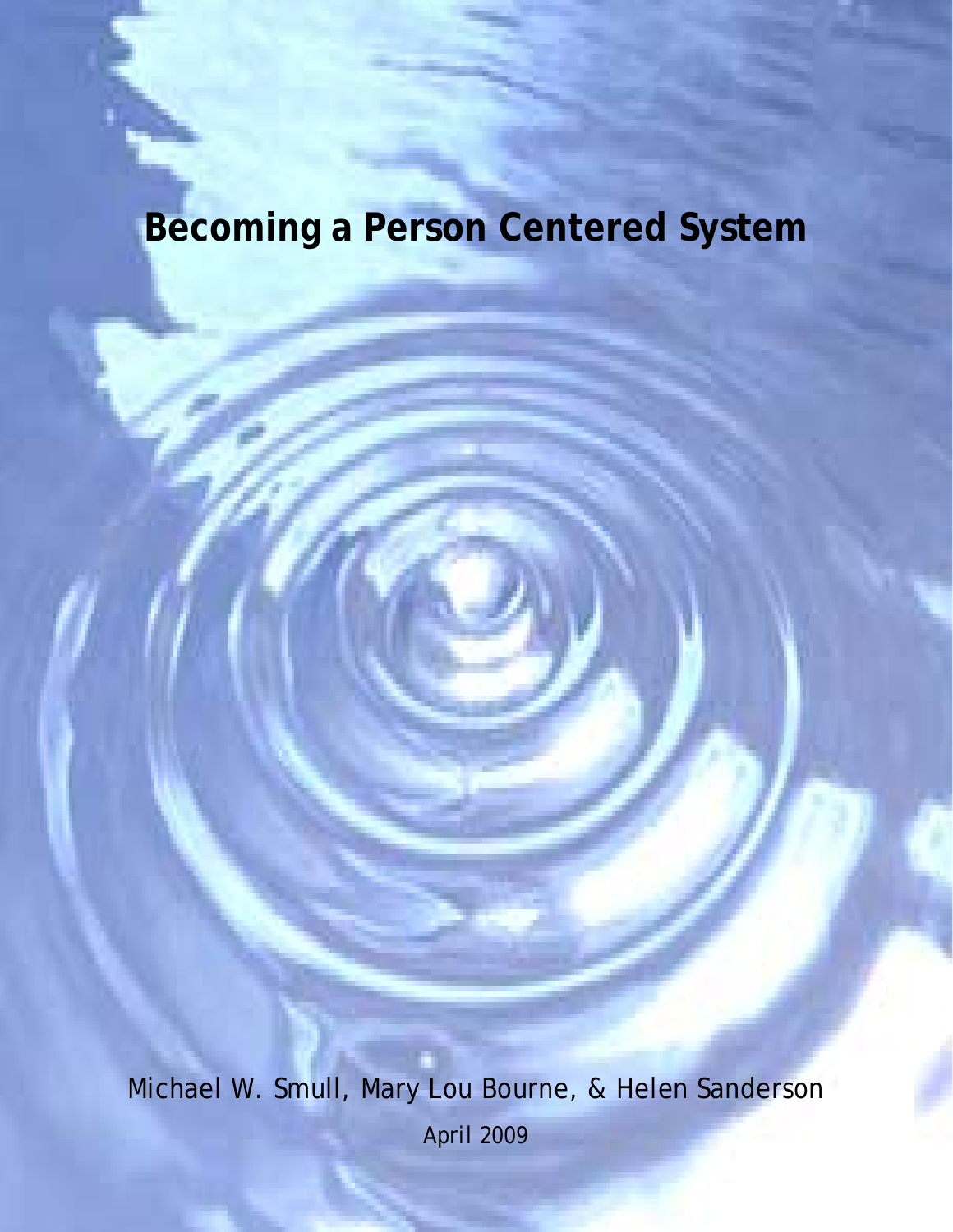# Becoming a Person Centered System

Michael W. Smull, Mary Lou Bourne, & Helen Sanderson

April 2009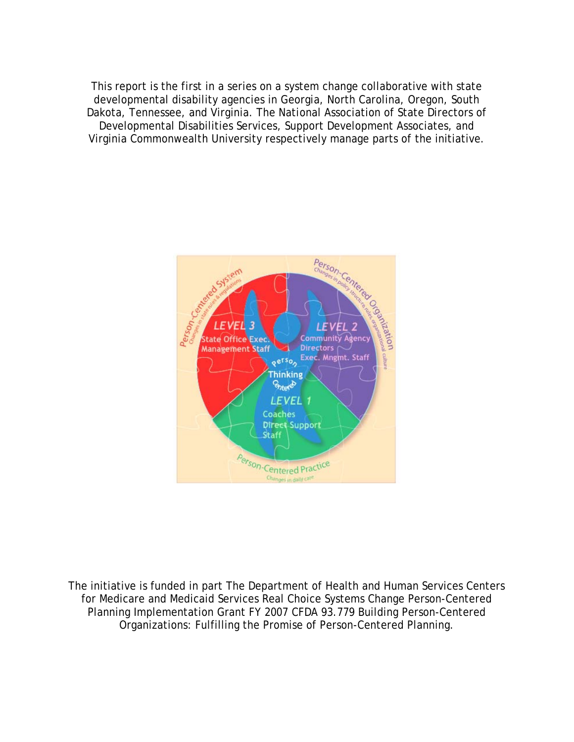This report is the first in a series on a system change collaborative with state developmental disability agencies in Georgia, North Carolina, Oregon, South Dakota, Tennessee, and Virginia. The National Association of State Directors of Developmental Disabilities Services, Support Development Associates, and Virginia Commonwealth University respectively manage parts of the initiative.

The initiative is funded in part The Department of Health and Human Services Centers for Medicare and Medicaid Services Real Choice Systems Change Person-Centered Planning Implementation Grant FY 2007 CFDA 93.779 Building Person-Centered Organizations: Fulfilling the Promise of Person-Centered Planning.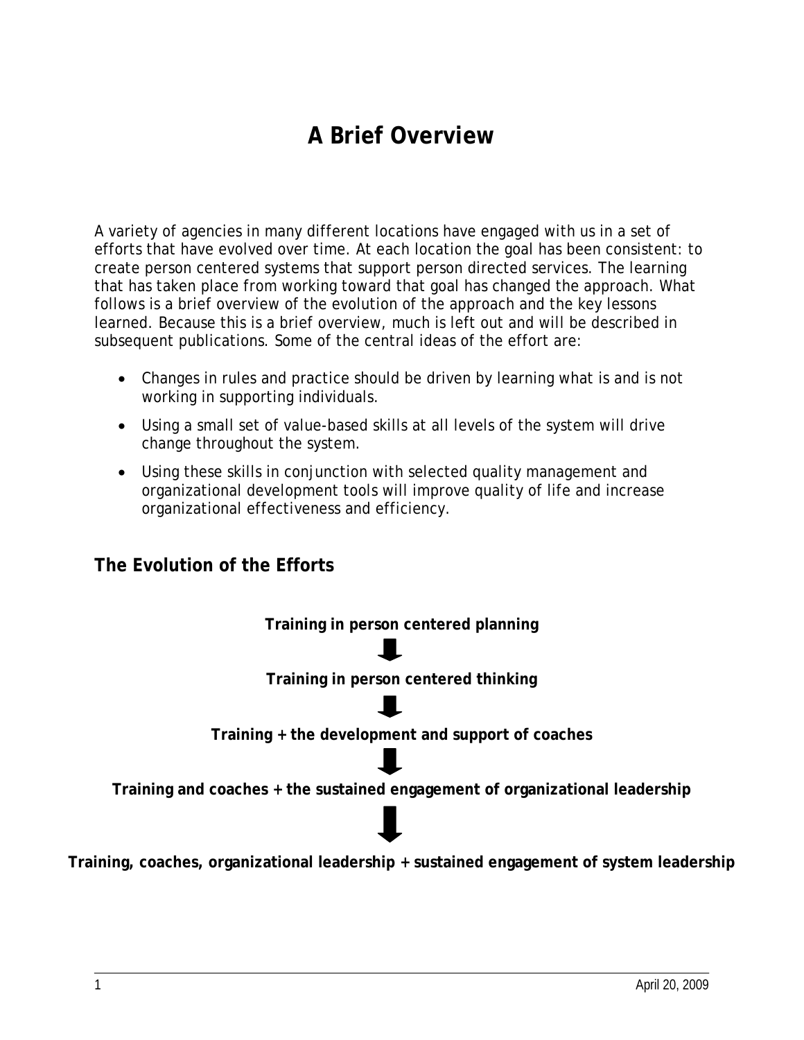# A Brief Overview

A variety of agencies in many different locations have engaged with us in a set of efforts that have evolved over time. At each location the goal has been consistent: to create person centered systems that support person directed services. The learning that has taken place from working toward that goal has changed the approach. What follows is a brief overview of the evolution of the approach and the key lessons learned. Because this is a brief overview, much is left out and will be described in subsequent publications. Some of the central ideas of the effort are:

- Changes in rules and practice should be driven by learning what is and is not working in supporting individuals.
- Using a small set of value-based skills at all levels of the system will drive change throughout the system.
- Using these skills in conjunction with selected quality management and organizational development tools will improve quality of life and increase organizational effectiveness and efficiency.

## The Evolution of the Efforts

**Training in person centered planning**

↓

**Training in person centered thinking**

↓

**Training + the development and support of coaches**

↓

**Training and coaches + the sustained engagement of organizational leadership**

↓

**Training, coaches, organizational leadership + sustained engagement of system leadership**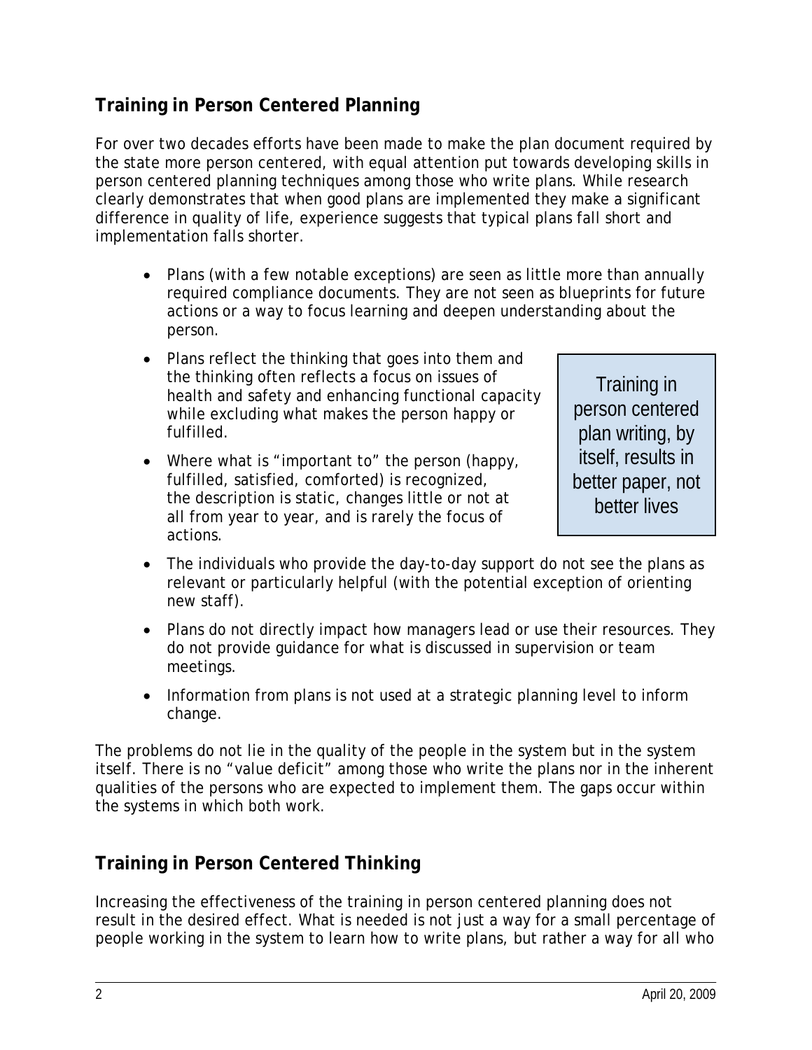## Training in Person Centered Planning

For over two decades efforts have been made to make the plan document required by the state more person centered, with equal attention put towards developing skills in person centered planning techniques among those who write plans. While research clearly demonstrates that when good plans are implemented they make a significant difference in quality of life, experience suggests that typical plans fall short and implementation falls shorter.

- Plans (with a few notable exceptions) are seen as little more than annually required compliance documents. They are not seen as blueprints for future actions or a way to focus learning and deepen understanding about the person.
- Plans reflect the thinking that goes into them and the thinking often reflects a focus on issues of health and safety and enhancing functional capacity while excluding what makes the person happy or fulfilled.
- Where what is "important to" the person (happy, fulfilled, satisfied, comforted) is recognized, the description is static, changes little or not at all from year to year, and is rarely the focus of actions.
- The individuals who provide the day-to-day support do not see the plans as relevant or particularly helpful (with the potential exception of orienting new staff).
- Plans do not directly impact how managers lead or use their resources. They do not provide guidance for what is discussed in supervision or team meetings.
- Information from plans is not used at a strategic planning level to inform change.

> Training in person centered plan writing, by itself, results in better paper, not better lives

The problems do not lie in the quality of the people in the system but in the system itself. There is no "value deficit" among those who write the plans nor in the inherent qualities of the persons who are expected to implement them. The gaps occur within the systems in which both work.

## Training in Person Centered Thinking

Increasing the effectiveness of the training in person centered planning does not result in the desired effect. What is needed is not just a way for a small percentage of people working in the system to learn how to write plans, but rather a way for all who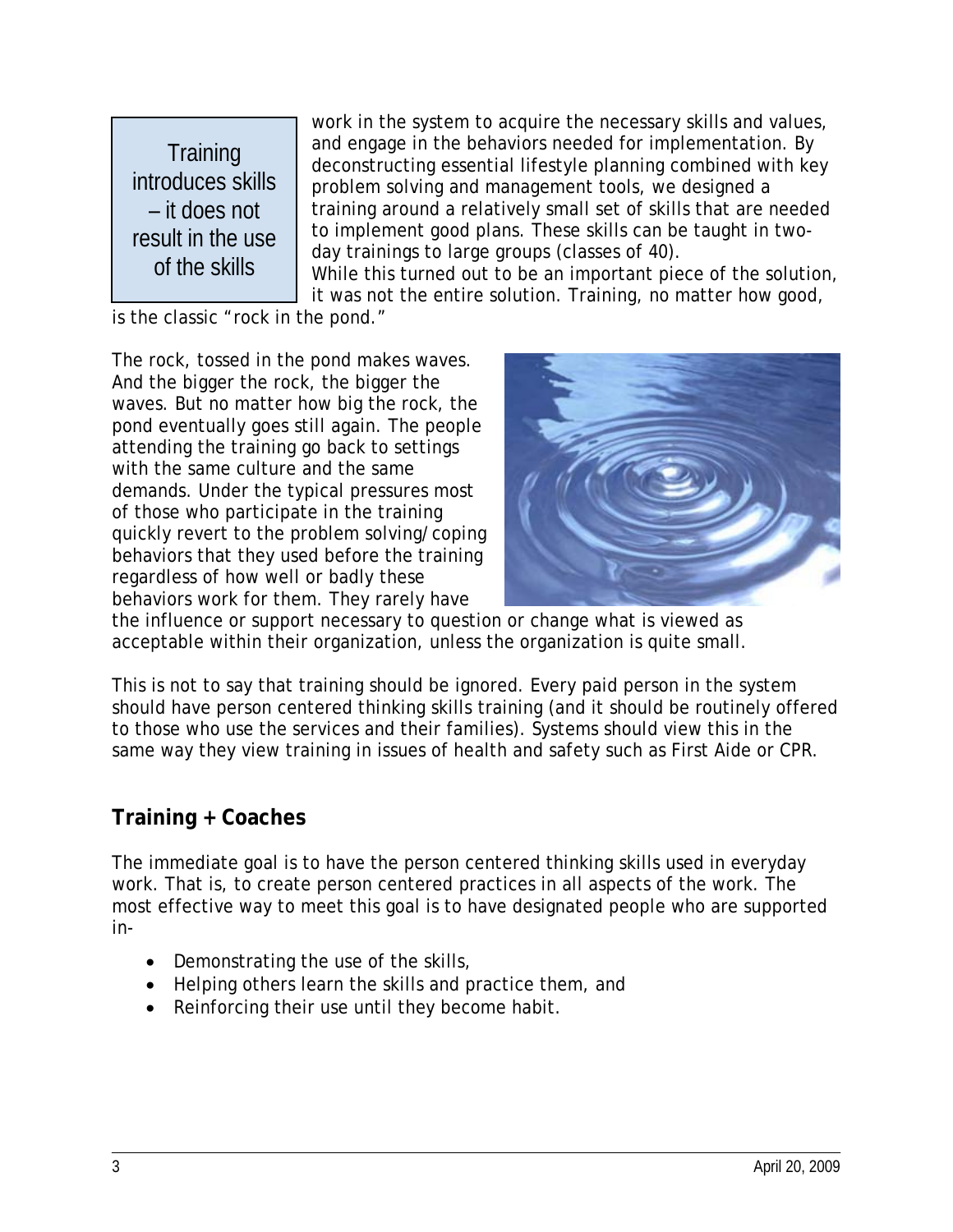Training introduces skills – it does not result in the use of the skills

work in the system to acquire the necessary skills and values, and engage in the behaviors needed for implementation. By deconstructing essential lifestyle planning combined with key problem solving and management tools, we designed a training around a relatively small set of skills that are needed to implement good plans. These skills can be taught in two-day trainings to large groups (classes of 40).

While this turned out to be an important piece of the solution, it was not the entire solution. Training, no matter how good, is the classic "rock in the pond."

The rock, tossed in the pond makes waves. And the bigger the rock, the bigger the waves. But no matter how big the rock, the pond eventually goes still again. The people attending the training go back to settings with the same culture and the same demands. Under the typical pressures most of those who participate in the training quickly revert to the problem solving/coping behaviors that they used before the training regardless of how well or badly these behaviors work for them. They rarely have the influence or support necessary to question or change what is viewed as acceptable within their organization, unless the organization is quite small.

This is not to say that training should be ignored. Every paid person in the system should have person centered thinking skills training (and it should be routinely offered to those who use the services and their families). Systems should view this in the same way they view training in issues of health and safety such as First Aide or CPR.

## Training + Coaches

The immediate goal is to have the person centered thinking skills used in everyday work. That is, to create person centered practices in all aspects of the work. The most effective way to meet this goal is to have designated people who are supported in-

- Demonstrating the use of the skills,
- Helping others learn the skills and practice them, and
- Reinforcing their use until they become habit.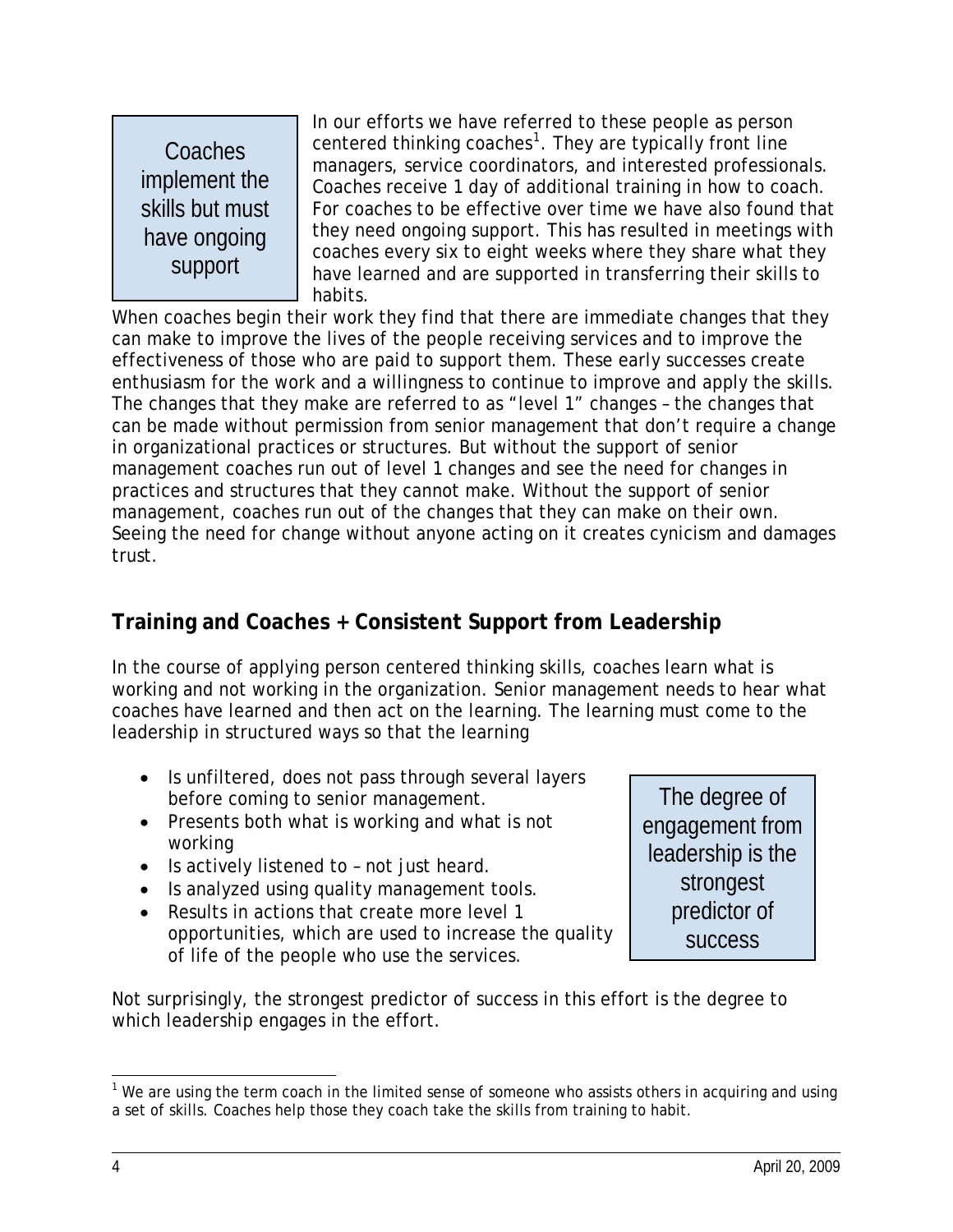Coaches implement the skills but must have ongoing support

In our efforts we have referred to these people as person centered thinking coaches[1]. They are typically front line managers, service coordinators, and interested professionals. Coaches receive 1 day of additional training in how to coach. For coaches to be effective over time we have also found that they need ongoing support. This has resulted in meetings with coaches every six to eight weeks where they share what they have learned and are supported in transferring their skills to habits.

When coaches begin their work they find that there are immediate changes that they can make to improve the lives of the people receiving services and to improve the effectiveness of those who are paid to support them. These early successes create enthusiasm for the work and a willingness to continue to improve and apply the skills. The changes that they make are referred to as "level 1" changes – the changes that can be made without permission from senior management that don't require a change in organizational practices or structures. But without the support of senior management coaches run out of level 1 changes and see the need for changes in practices and structures that they cannot make. Without the support of senior management, coaches run out of the changes that they can make on their own. Seeing the need for change without anyone acting on it creates cynicism and damages trust.

## Training and Coaches + Consistent Support from Leadership

In the course of applying person centered thinking skills, coaches learn what is working and not working in the organization. Senior management needs to hear what coaches have learned and then act on the learning. The learning must come to the leadership in structured ways so that the learning

- Is unfiltered, does not pass through several layers before coming to senior management.
- Presents both what is working and what is not working
- Is actively listened to – not just heard.
- Is analyzed using quality management tools.
- Results in actions that create more level 1 opportunities, which are used to increase the quality of life of the people who use the services.

The degree of engagement from leadership is the strongest predictor of success

Not surprisingly, the strongest predictor of success in this effort is the degree to which leadership engages in the effort.

[1] We are using the term coach in the limited sense of someone who assists others in acquiring and using a set of skills. Coaches help those they coach take the skills from training to habit.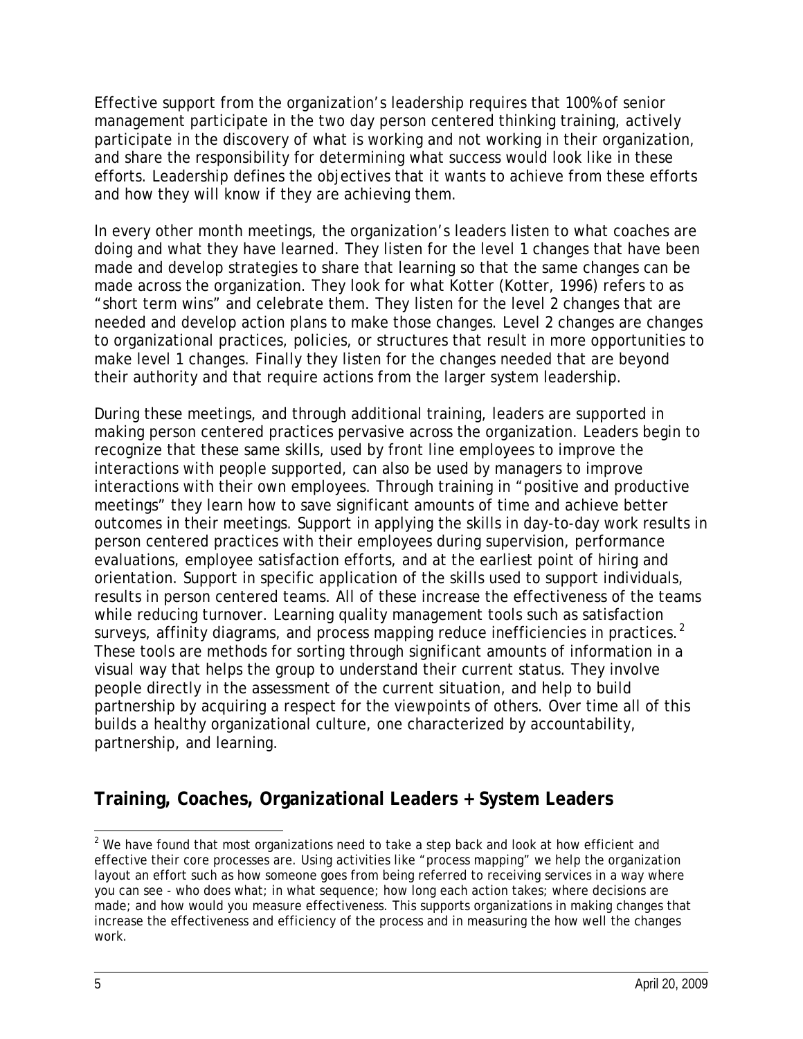Effective support from the organization's leadership requires that 100% of senior management participate in the two day person centered thinking training, actively participate in the discovery of what is working and not working in their organization, and share the responsibility for determining what success would look like in these efforts. Leadership defines the objectives that it wants to achieve from these efforts and how they will know if they are achieving them.

In every other month meetings, the organization's leaders listen to what coaches are doing and what they have learned. They listen for the level 1 changes that have been made and develop strategies to share that learning so that the same changes can be made across the organization. They look for what Kotter (Kotter, 1996) refers to as "short term wins" and celebrate them. They listen for the level 2 changes that are needed and develop action plans to make those changes. Level 2 changes are changes to organizational practices, policies, or structures that result in more opportunities to make level 1 changes. Finally they listen for the changes needed that are beyond their authority and that require actions from the larger system leadership.

During these meetings, and through additional training, leaders are supported in making person centered practices pervasive across the organization. Leaders begin to recognize that these same skills, used by front line employees to improve the interactions with people supported, can also be used by managers to improve interactions with their own employees. Through training in "positive and productive meetings" they learn how to save significant amounts of time and achieve better outcomes in their meetings. Support in applying the skills in day-to-day work results in person centered practices with their employees during supervision, performance evaluations, employee satisfaction efforts, and at the earliest point of hiring and orientation. Support in specific application of the skills used to support individuals, results in person centered teams. All of these increase the effectiveness of the teams while reducing turnover. Learning quality management tools such as satisfaction surveys, affinity diagrams, and process mapping reduce inefficiencies in practices.[2] These tools are methods for sorting through significant amounts of information in a visual way that helps the group to understand their current status. They involve people directly in the assessment of the current situation, and help to build partnership by acquiring a respect for the viewpoints of others. Over time all of this builds a healthy organizational culture, one characterized by accountability, partnership, and learning.

## Training, Coaches, Organizational Leaders + System Leaders

[2] We have found that most organizations need to take a step back and look at how efficient and effective their core processes are. Using activities like "process mapping" we help the organization layout an effort such as how someone goes from being referred to receiving services in a way where you can see - who does what; in what sequence; how long each action takes; where decisions are made; and how would you measure effectiveness. This supports organizations in making changes that increase the effectiveness and efficiency of the process and in measuring the how well the changes work.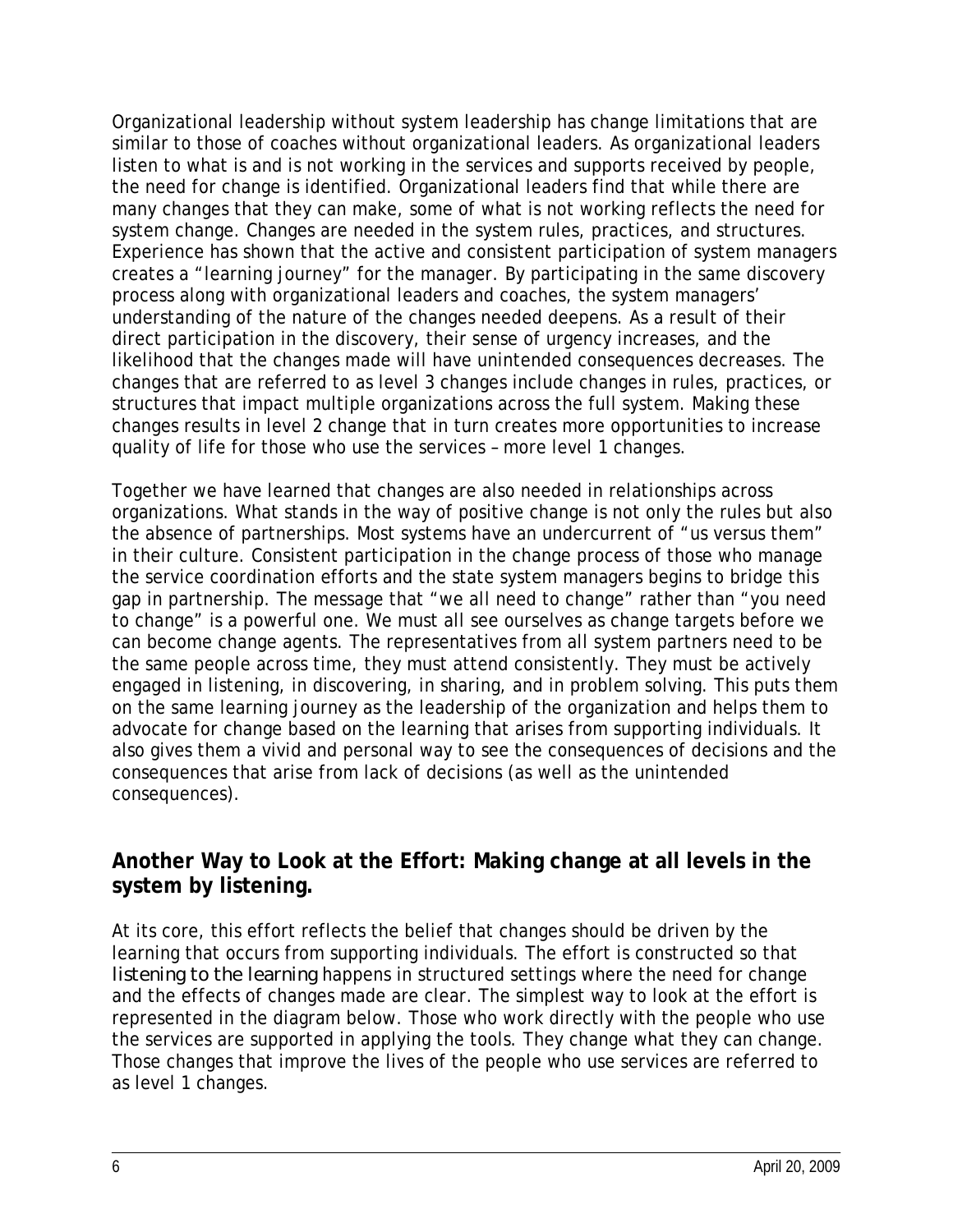Organizational leadership without system leadership has change limitations that are similar to those of coaches without organizational leaders. As organizational leaders listen to what is and is not working in the services and supports received by people, the need for change is identified. Organizational leaders find that while there are many changes that they can make, some of what is not working reflects the need for system change. Changes are needed in the system rules, practices, and structures. Experience has shown that the active and consistent participation of system managers creates a "learning journey" for the manager. By participating in the same discovery process along with organizational leaders and coaches, the system managers' understanding of the nature of the changes needed deepens. As a result of their direct participation in the discovery, their sense of urgency increases, and the likelihood that the changes made will have unintended consequences decreases. The changes that are referred to as level 3 changes include changes in rules, practices, or structures that impact multiple organizations across the full system. Making these changes results in level 2 change that in turn creates more opportunities to increase quality of life for those who use the services – more level 1 changes.

Together we have learned that changes are also needed in relationships across organizations. What stands in the way of positive change is not only the rules but also the absence of partnerships. Most systems have an undercurrent of "us versus them" in their culture. Consistent participation in the change process of those who manage the service coordination efforts and the state system managers begins to bridge this gap in partnership. The message that "we all need to change" rather than "you need to change" is a powerful one. We must all see ourselves as change targets before we can become change agents. The representatives from all system partners need to be the same people across time, they must attend consistently. They must be actively engaged in listening, in discovering, in sharing, and in problem solving. This puts them on the same learning journey as the leadership of the organization and helps them to advocate for change based on the learning that arises from supporting individuals. It also gives them a vivid and personal way to see the consequences of decisions and the consequences that arise from lack of decisions (as well as the unintended consequences).

## Another Way to Look at the Effort: Making change at all levels in the system by listening.

At its core, this effort reflects the belief that changes should be driven by the learning that occurs from supporting individuals. The effort is constructed so that *listening to the learning* happens in structured settings where the need for change and the effects of changes made are clear. The simplest way to look at the effort is represented in the diagram below. Those who work directly with the people who use the services are supported in applying the tools. They change what they can change. Those changes that improve the lives of the people who use services are referred to as level 1 changes.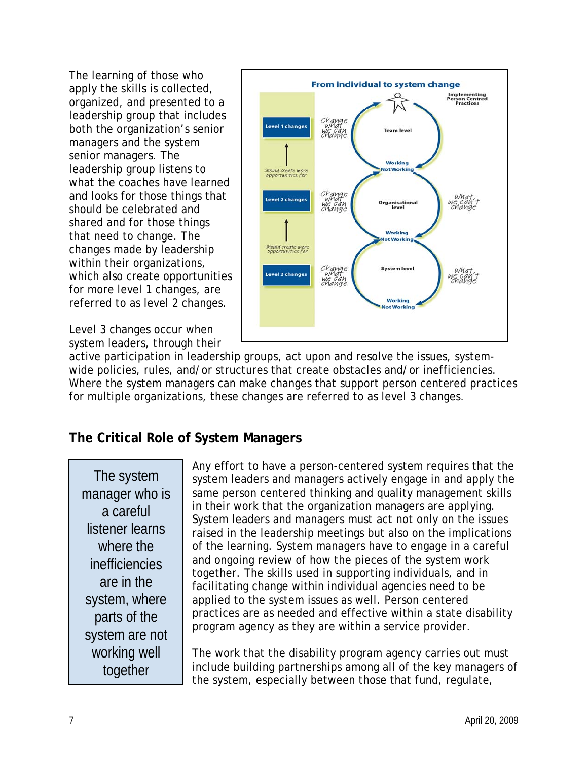The learning of those who apply the skills is collected, organized, and presented to a leadership group that includes both the organization's senior managers and the system senior managers. The leadership group listens to what the coaches have learned and looks for those things that should be celebrated and shared and for those things that need to change. The changes made by leadership within their organizations, which also create opportunities for more level 1 changes, are referred to as level 2 changes.

**From individual to system change**

Implementing Person Centred Practices

Level 1 changes — Change what we can change — Team level — Working / Not Working

Should create more opportunities for

Level 2 changes — Change what we can change — Organisational level — What we can't change — Working / Not Working

Should create more opportunities for

Level 3 changes — Change what we can change — System level — What we can't change — Working / Not Working

Level 3 changes occur when system leaders, through their active participation in leadership groups, act upon and resolve the issues, system-wide policies, rules, and/or structures that create obstacles and/or inefficiencies. Where the system managers can make changes that support person centered practices for multiple organizations, these changes are referred to as level 3 changes.

## The Critical Role of System Managers

> The system manager who is a careful listener learns where the inefficiencies are in the system, where parts of the system are not working well together

Any effort to have a person-centered system requires that the system leaders and managers actively engage in and apply the same person centered thinking and quality management skills in their work that the organization managers are applying. System leaders and managers must act not only on the issues raised in the leadership meetings but also on the implications of the learning. System managers have to engage in a careful and ongoing review of how the pieces of the system work together. The skills used in supporting individuals, and in facilitating change within individual agencies need to be applied to the system issues as well. Person centered practices are as needed and effective within a state disability program agency as they are within a service provider.

The work that the disability program agency carries out must include building partnerships among all of the key managers of the system, especially between those that fund, regulate,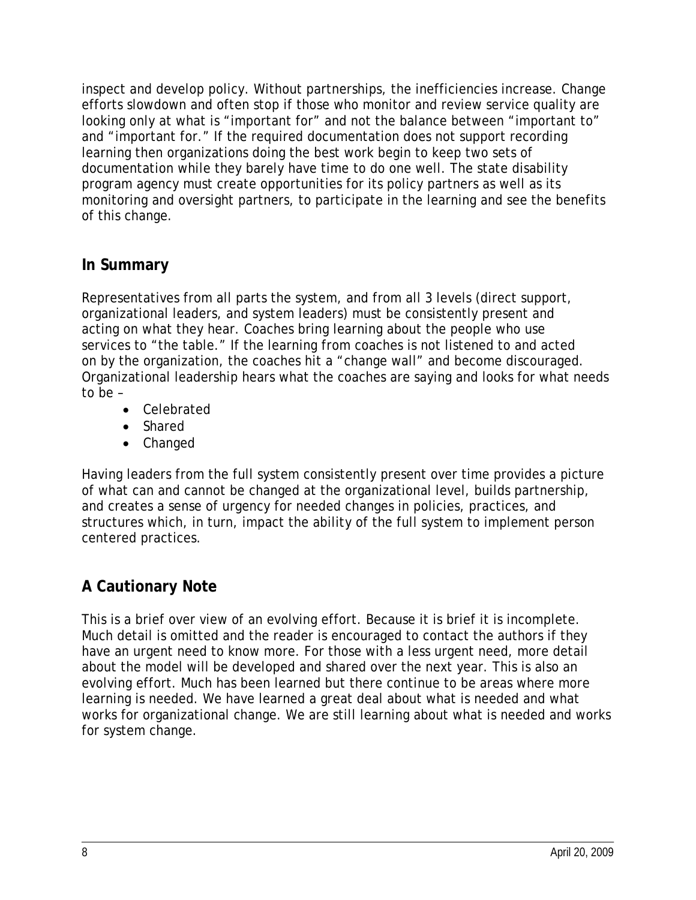inspect and develop policy. Without partnerships, the inefficiencies increase. Change efforts slowdown and often stop if those who monitor and review service quality are looking only at what is "important for" and not the balance between "important to" and "important for." If the required documentation does not support recording learning then organizations doing the best work begin to keep two sets of documentation while they barely have time to do one well. The state disability program agency must create opportunities for its policy partners as well as its monitoring and oversight partners, to participate in the learning and see the benefits of this change.

## In Summary

Representatives from all parts the system, and from all 3 levels (direct support, organizational leaders, and system leaders) must be consistently present and acting on what they hear. Coaches bring learning about the people who use services to "the table." If the learning from coaches is not listened to and acted on by the organization, the coaches hit a "change wall" and become discouraged. Organizational leadership hears what the coaches are saying and looks for what needs to be –

- Celebrated
- Shared
- Changed

Having leaders from the full system consistently present over time provides a picture of what can and cannot be changed at the organizational level, builds partnership, and creates a sense of urgency for needed changes in policies, practices, and structures which, in turn, impact the ability of the full system to implement person centered practices.

## A Cautionary Note

This is a brief over view of an evolving effort. Because it is brief it is incomplete. Much detail is omitted and the reader is encouraged to contact the authors if they have an urgent need to know more. For those with a less urgent need, more detail about the model will be developed and shared over the next year. This is also an evolving effort. Much has been learned but there continue to be areas where more learning is needed. We have learned a great deal about what is needed and what works for organizational change. We are still learning about what is needed and works for system change.